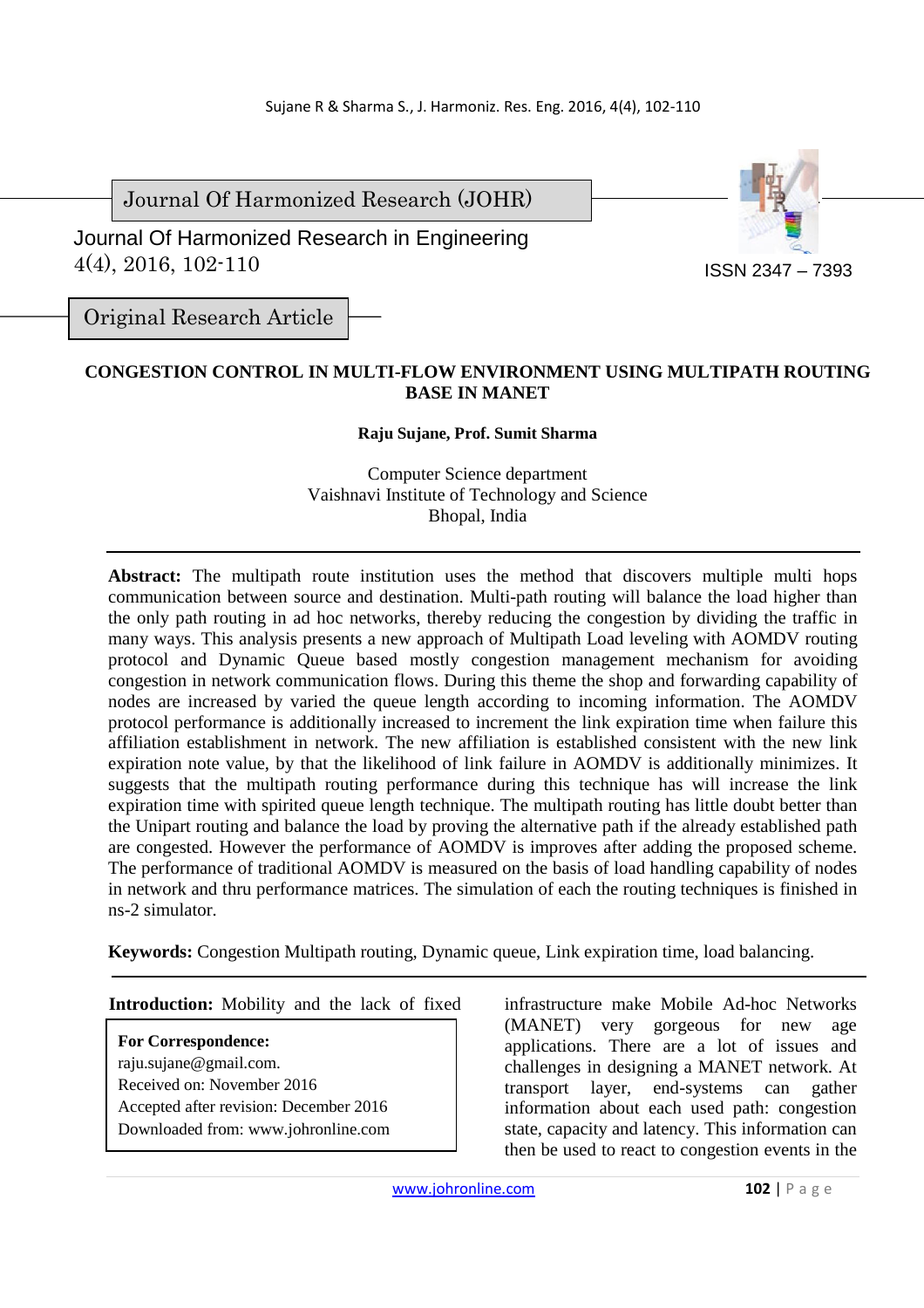Journal Of Harmonized Research (JOHR)

Journal Of Harmonized Research in Engineering
4(4), 2016, 102-110

ISSN 2347 – 7393

Original Research Article

# CONGESTION CONTROL IN MULTI-FLOW ENVIRONMENT USING MULTIPATH ROUTING BASE IN MANET

**Raju Sujane, Prof. Sumit Sharma**

Computer Science department
Vaishnavi Institute of Technology and Science
Bhopal, India

**Abstract:** The multipath route institution uses the method that discovers multiple multi hops communication between source and destination. Multi-path routing will balance the load higher than the only path routing in ad hoc networks, thereby reducing the congestion by dividing the traffic in many ways. This analysis presents a new approach of Multipath Load leveling with AOMDV routing protocol and Dynamic Queue based mostly congestion management mechanism for avoiding congestion in network communication flows. During this theme the shop and forwarding capability of nodes are increased by varied the queue length according to incoming information. The AOMDV protocol performance is additionally increased to increment the link expiration time when failure this affiliation establishment in network. The new affiliation is established consistent with the new link expiration note value, by that the likelihood of link failure in AOMDV is additionally minimizes. It suggests that the multipath routing performance during this technique has will increase the link expiration time with spirited queue length technique. The multipath routing has little doubt better than the Unipart routing and balance the load by proving the alternative path if the already established path are congested. However the performance of AOMDV is improves after adding the proposed scheme. The performance of traditional AOMDV is measured on the basis of load handling capability of nodes in network and thru performance matrices. The simulation of each the routing techniques is finished in ns-2 simulator.

**Keywords:** Congestion Multipath routing, Dynamic queue, Link expiration time, load balancing.

**Introduction:** Mobility and the lack of fixed infrastructure make Mobile Ad-hoc Networks (MANET) very gorgeous for new age applications. There are a lot of issues and challenges in designing a MANET network. At transport layer, end-systems can gather information about each used path: congestion state, capacity and latency. This information can then be used to react to congestion events in the

**For Correspondence:**
raju.sujane@gmail.com.
Received on: November 2016
Accepted after revision: December 2016
Downloaded from: www.johronline.com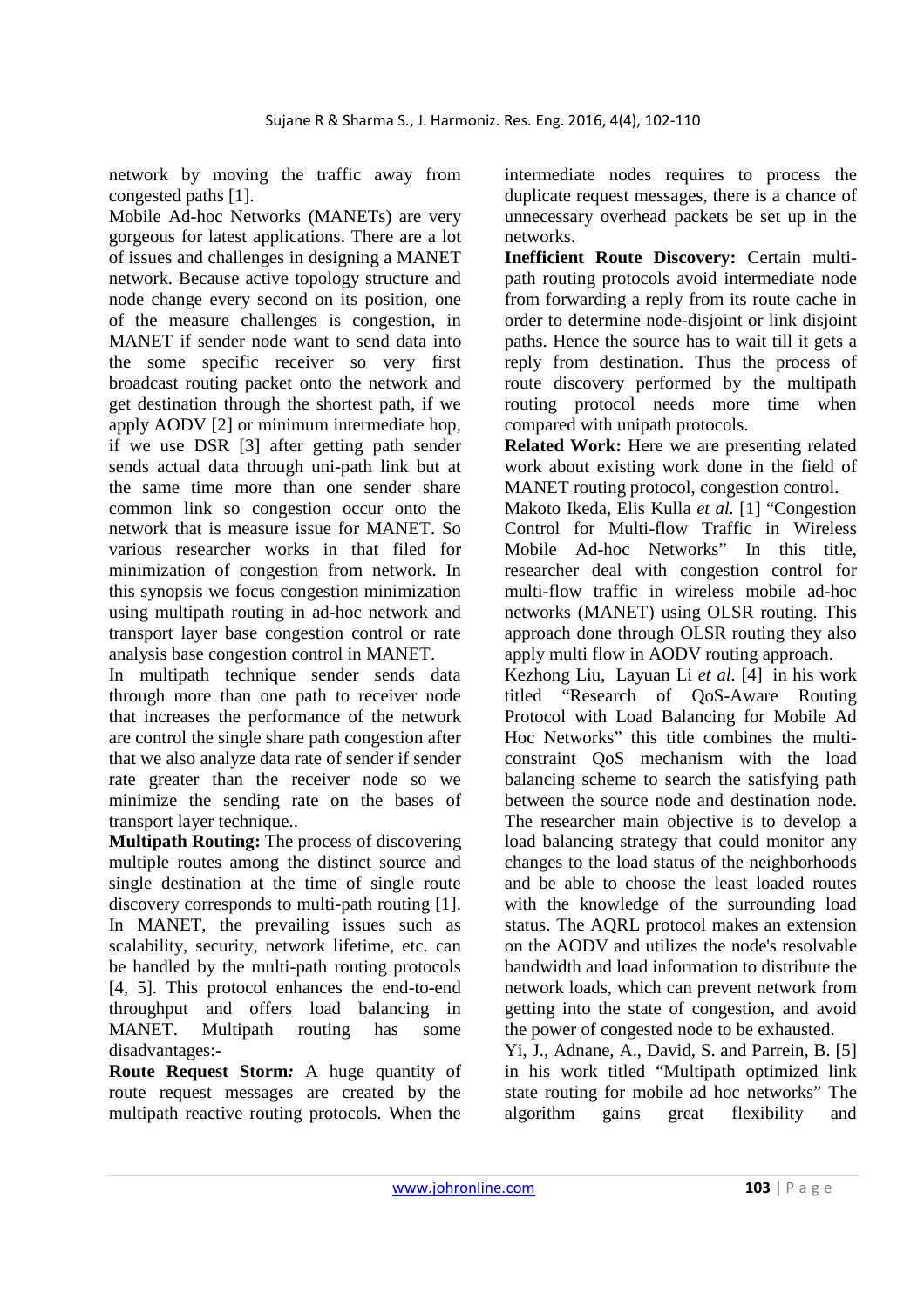network by moving the traffic away from congested paths [1].

Mobile Ad-hoc Networks (MANETs) are very gorgeous for latest applications. There are a lot of issues and challenges in designing a MANET network. Because active topology structure and node change every second on its position, one of the measure challenges is congestion, in MANET if sender node want to send data into the some specific receiver so very first broadcast routing packet onto the network and get destination through the shortest path, if we apply AODV [2] or minimum intermediate hop, if we use DSR [3] after getting path sender sends actual data through uni-path link but at the same time more than one sender share common link so congestion occur onto the network that is measure issue for MANET. So various researcher works in that filed for minimization of congestion from network. In this synopsis we focus congestion minimization using multipath routing in ad-hoc network and transport layer base congestion control or rate analysis base congestion control in MANET.

In multipath technique sender sends data through more than one path to receiver node that increases the performance of the network are control the single share path congestion after that we also analyze data rate of sender if sender rate greater than the receiver node so we minimize the sending rate on the bases of transport layer technique..

**Multipath Routing:** The process of discovering multiple routes among the distinct source and single destination at the time of single route discovery corresponds to multi-path routing [1]. In MANET, the prevailing issues such as scalability, security, network lifetime, etc. can be handled by the multi-path routing protocols [4, 5]. This protocol enhances the end-to-end throughput and offers load balancing in MANET. Multipath routing has some disadvantages:-

**Route Request Storm*:*** A huge quantity of route request messages are created by the multipath reactive routing protocols. When the intermediate nodes requires to process the duplicate request messages, there is a chance of unnecessary overhead packets be set up in the networks.

**Inefficient Route Discovery:** Certain multi-path routing protocols avoid intermediate node from forwarding a reply from its route cache in order to determine node-disjoint or link disjoint paths. Hence the source has to wait till it gets a reply from destination. Thus the process of route discovery performed by the multipath routing protocol needs more time when compared with unipath protocols.

**Related Work:** Here we are presenting related work about existing work done in the field of MANET routing protocol, congestion control.

Makoto Ikeda, Elis Kulla *et al.* [1] "Congestion Control for Multi-flow Traffic in Wireless Mobile Ad-hoc Networks" In this title, researcher deal with congestion control for multi-flow traffic in wireless mobile ad-hoc networks (MANET) using OLSR routing. This approach done through OLSR routing they also apply multi flow in AODV routing approach.

Kezhong Liu, Layuan Li *et al.* [4] in his work titled "Research of QoS-Aware Routing Protocol with Load Balancing for Mobile Ad Hoc Networks" this title combines the multi-constraint QoS mechanism with the load balancing scheme to search the satisfying path between the source node and destination node. The researcher main objective is to develop a load balancing strategy that could monitor any changes to the load status of the neighborhoods and be able to choose the least loaded routes with the knowledge of the surrounding load status. The AQRL protocol makes an extension on the AODV and utilizes the node's resolvable bandwidth and load information to distribute the network loads, which can prevent network from getting into the state of congestion, and avoid the power of congested node to be exhausted.

Yi, J., Adnane, A., David, S. and Parrein, B. [5] in his work titled "Multipath optimized link state routing for mobile ad hoc networks" The algorithm gains great flexibility and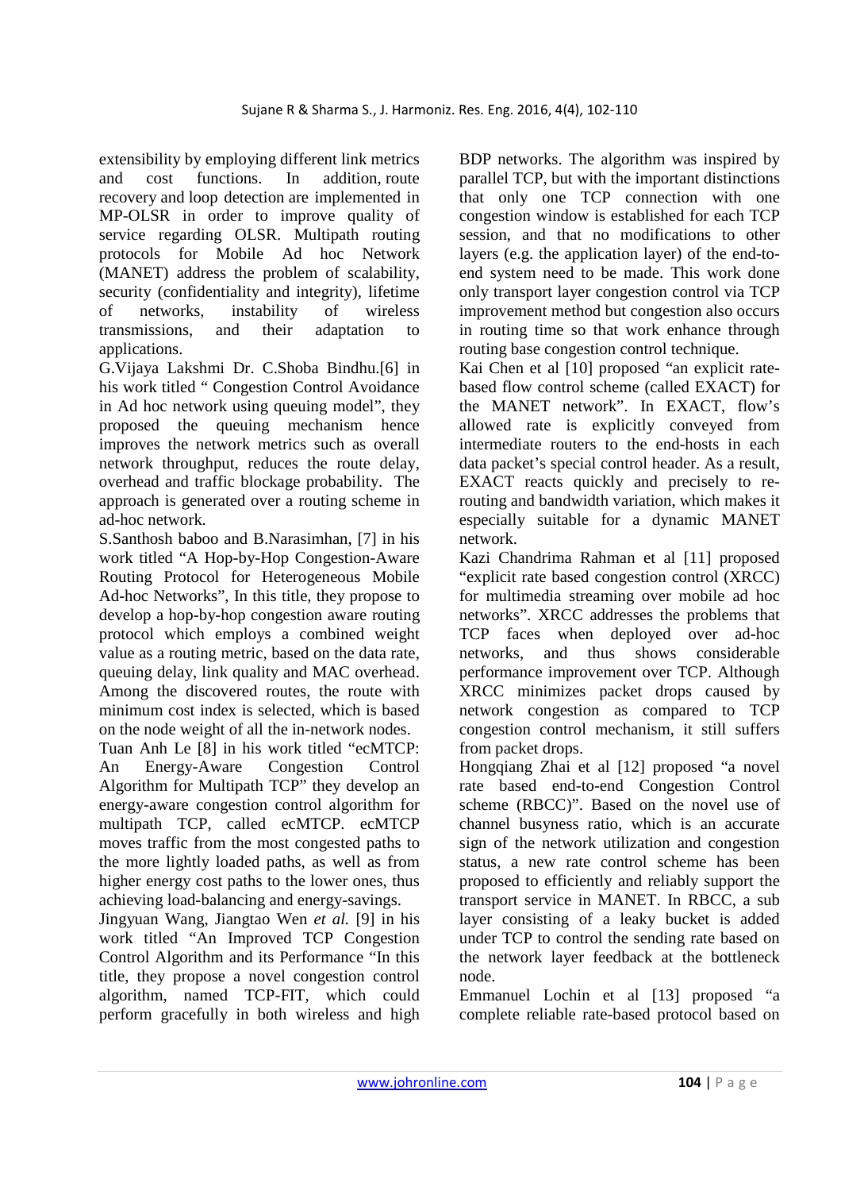extensibility by employing different link metrics and cost functions. In addition, route recovery and loop detection are implemented in MP-OLSR in order to improve quality of service regarding OLSR. Multipath routing protocols for Mobile Ad hoc Network (MANET) address the problem of scalability, security (confidentiality and integrity), lifetime of networks, instability of wireless transmissions, and their adaptation to applications.

G.Vijaya Lakshmi Dr. C.Shoba Bindhu.[6] in his work titled " Congestion Control Avoidance in Ad hoc network using queuing model", they proposed the queuing mechanism hence improves the network metrics such as overall network throughput, reduces the route delay, overhead and traffic blockage probability. The approach is generated over a routing scheme in ad-hoc network.

S.Santhosh baboo and B.Narasimhan, [7] in his work titled "A Hop-by-Hop Congestion-Aware Routing Protocol for Heterogeneous Mobile Ad-hoc Networks", In this title, they propose to develop a hop-by-hop congestion aware routing protocol which employs a combined weight value as a routing metric, based on the data rate, queuing delay, link quality and MAC overhead. Among the discovered routes, the route with minimum cost index is selected, which is based on the node weight of all the in-network nodes.

Tuan Anh Le [8] in his work titled "ecMTCP: An Energy-Aware Congestion Control Algorithm for Multipath TCP" they develop an energy-aware congestion control algorithm for multipath TCP, called ecMTCP. ecMTCP moves traffic from the most congested paths to the more lightly loaded paths, as well as from higher energy cost paths to the lower ones, thus achieving load-balancing and energy-savings.

Jingyuan Wang, Jiangtao Wen *et al.* [9] in his work titled "An Improved TCP Congestion Control Algorithm and its Performance "In this title, they propose a novel congestion control algorithm, named TCP-FIT, which could perform gracefully in both wireless and high BDP networks. The algorithm was inspired by parallel TCP, but with the important distinctions that only one TCP connection with one congestion window is established for each TCP session, and that no modifications to other layers (e.g. the application layer) of the end-to-end system need to be made. This work done only transport layer congestion control via TCP improvement method but congestion also occurs in routing time so that work enhance through routing base congestion control technique.

Kai Chen et al [10] proposed "an explicit rate-based flow control scheme (called EXACT) for the MANET network". In EXACT, flow's allowed rate is explicitly conveyed from intermediate routers to the end-hosts in each data packet's special control header. As a result, EXACT reacts quickly and precisely to re-routing and bandwidth variation, which makes it especially suitable for a dynamic MANET network.

Kazi Chandrima Rahman et al [11] proposed "explicit rate based congestion control (XRCC) for multimedia streaming over mobile ad hoc networks". XRCC addresses the problems that TCP faces when deployed over ad-hoc networks, and thus shows considerable performance improvement over TCP. Although XRCC minimizes packet drops caused by network congestion as compared to TCP congestion control mechanism, it still suffers from packet drops.

Hongqiang Zhai et al [12] proposed "a novel rate based end-to-end Congestion Control scheme (RBCC)". Based on the novel use of channel busyness ratio, which is an accurate sign of the network utilization and congestion status, a new rate control scheme has been proposed to efficiently and reliably support the transport service in MANET. In RBCC, a sub layer consisting of a leaky bucket is added under TCP to control the sending rate based on the network layer feedback at the bottleneck node.

Emmanuel Lochin et al [13] proposed "a complete reliable rate-based protocol based on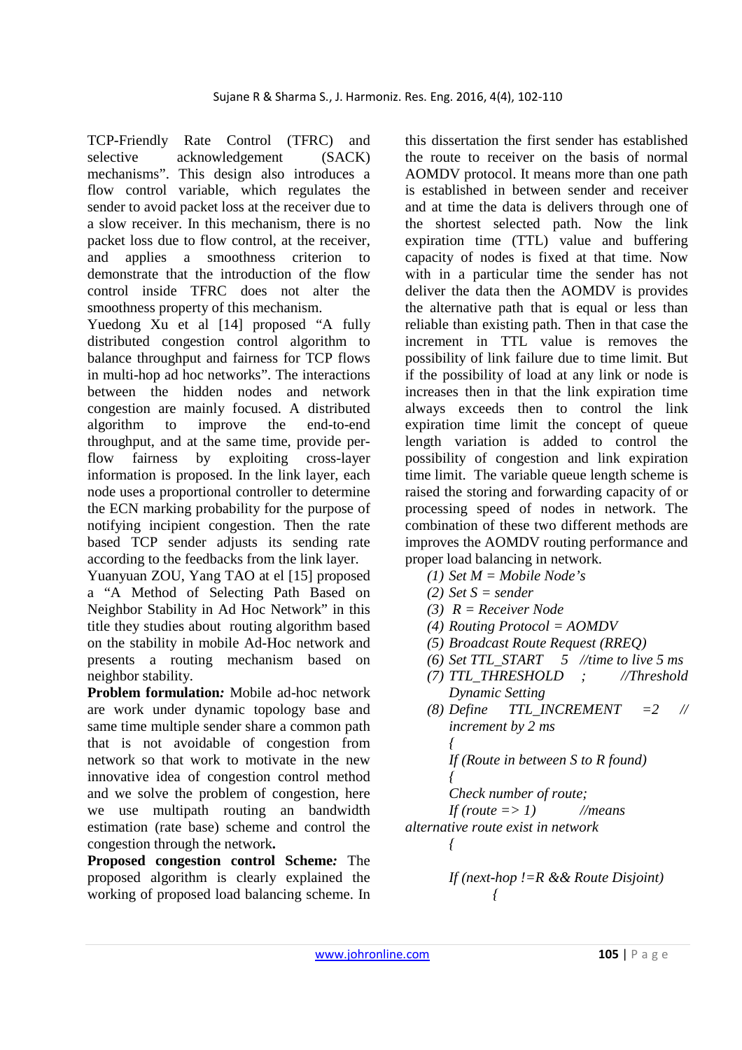TCP-Friendly Rate Control (TFRC) and selective acknowledgement (SACK) mechanisms". This design also introduces a flow control variable, which regulates the sender to avoid packet loss at the receiver due to a slow receiver. In this mechanism, there is no packet loss due to flow control, at the receiver, and applies a smoothness criterion to demonstrate that the introduction of the flow control inside TFRC does not alter the smoothness property of this mechanism.

Yuedong Xu et al [14] proposed "A fully distributed congestion control algorithm to balance throughput and fairness for TCP flows in multi-hop ad hoc networks". The interactions between the hidden nodes and network congestion are mainly focused. A distributed algorithm to improve the end-to-end throughput, and at the same time, provide per-flow fairness by exploiting cross-layer information is proposed. In the link layer, each node uses a proportional controller to determine the ECN marking probability for the purpose of notifying incipient congestion. Then the rate based TCP sender adjusts its sending rate according to the feedbacks from the link layer.

Yuanyuan ZOU, Yang TAO at el [15] proposed a "A Method of Selecting Path Based on Neighbor Stability in Ad Hoc Network" in this title they studies about routing algorithm based on the stability in mobile Ad-Hoc network and presents a routing mechanism based on neighbor stability.

**Problem formulation*:*** Mobile ad-hoc network are work under dynamic topology base and same time multiple sender share a common path that is not avoidable of congestion from network so that work to motivate in the new innovative idea of congestion control method and we solve the problem of congestion, here we use multipath routing an bandwidth estimation (rate base) scheme and control the congestion through the network**.**

**Proposed congestion control Scheme*:*** The proposed algorithm is clearly explained the working of proposed load balancing scheme. In this dissertation the first sender has established the route to receiver on the basis of normal AOMDV protocol. It means more than one path is established in between sender and receiver and at time the data is delivers through one of the shortest selected path. Now the link expiration time (TTL) value and buffering capacity of nodes is fixed at that time. Now with in a particular time the sender has not deliver the data then the AOMDV is provides the alternative path that is equal or less than reliable than existing path. Then in that case the increment in TTL value is removes the possibility of link failure due to time limit. But if the possibility of load at any link or node is increases then in that the link expiration time always exceeds then to control the link expiration time limit the concept of queue length variation is added to control the possibility of congestion and link expiration time limit. The variable queue length scheme is raised the storing and forwarding capacity of or processing speed of nodes in network. The combination of these two different methods are improves the AOMDV routing performance and proper load balancing in network.

*(1) Set M = Mobile Node's*
*(2) Set S = sender*
*(3) R = Receiver Node*
*(4) Routing Protocol = AOMDV*
*(5) Broadcast Route Request (RREQ)*
*(6) Set TTL_START 5 //time to live 5 ms*
*(7) TTL_THRESHOLD ; //Threshold Dynamic Setting*
*(8) Define TTL_INCREMENT =2 // increment by 2 ms*

```
{
If (Route in between S to R found)
{
Check number of route;
If (route => 1)        //means alternative route exist in network
{

If (next-hop !=R && Route Disjoint)
    {
```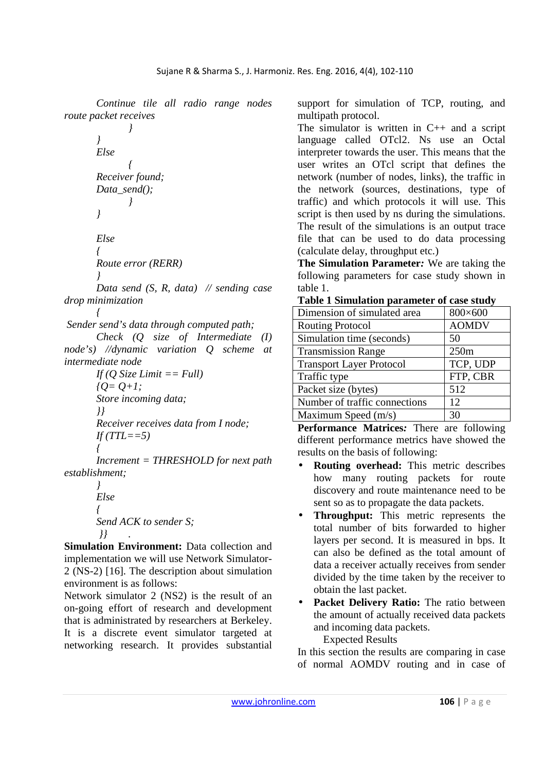*Continue tile all radio range nodes route packet receives*
*}*
*}*
*Else*
*{*
*Receiver found;*
*Data_send();*
*}*
*}*

*Else*
*{*
*Route error (RERR)*
*}*
*Data send (S, R, data) // sending case drop minimization*
*{*
*Sender send's data through computed path;*
*Check (Q size of Intermediate (I) node's) //dynamic variation Q scheme at intermediate node*
*If (Q Size Limit == Full)*
*{Q= Q+1;*
*Store incoming data;*
*}}*
*Receiver receives data from I node;*
*If (TTL==5)*
*{*
*Increment = THRESHOLD for next path establishment;*
*}*
*Else*
*{*
*Send ACK to sender S;*
*}}* .

**Simulation Environment:** Data collection and implementation we will use Network Simulator-2 (NS-2) [16]. The description about simulation environment is as follows:

Network simulator 2 (NS2) is the result of an on-going effort of research and development that is administrated by researchers at Berkeley. It is a discrete event simulator targeted at networking research. It provides substantial support for simulation of TCP, routing, and multipath protocol.

The simulator is written in C++ and a script language called OTcl2. Ns use an Octal interpreter towards the user. This means that the user writes an OTcl script that defines the network (number of nodes, links), the traffic in the network (sources, destinations, type of traffic) and which protocols it will use. This script is then used by ns during the simulations. The result of the simulations is an output trace file that can be used to do data processing (calculate delay, throughput etc.)

**The Simulation Parameter*:*** We are taking the following parameters for case study shown in table 1.

**Table 1 Simulation parameter of case study**

| Dimension of simulated area | 800×600 |
|---|---|
| Routing Protocol | AOMDV |
| Simulation time (seconds) | 50 |
| Transmission Range | 250m |
| Transport Layer Protocol | TCP, UDP |
| Traffic type | FTP, CBR |
| Packet size (bytes) | 512 |
| Number of traffic connections | 12 |
| Maximum Speed (m/s) | 30 |

**Performance Matrices*:*** There are following different performance metrics have showed the results on the basis of following:

- **Routing overhead:** This metric describes how many routing packets for route discovery and route maintenance need to be sent so as to propagate the data packets.
- **Throughput:** This metric represents the total number of bits forwarded to higher layers per second. It is measured in bps. It can also be defined as the total amount of data a receiver actually receives from sender divided by the time taken by the receiver to obtain the last packet.
- **Packet Delivery Ratio:** The ratio between the amount of actually received data packets and incoming data packets.

Expected Results

In this section the results are comparing in case of normal AOMDV routing and in case of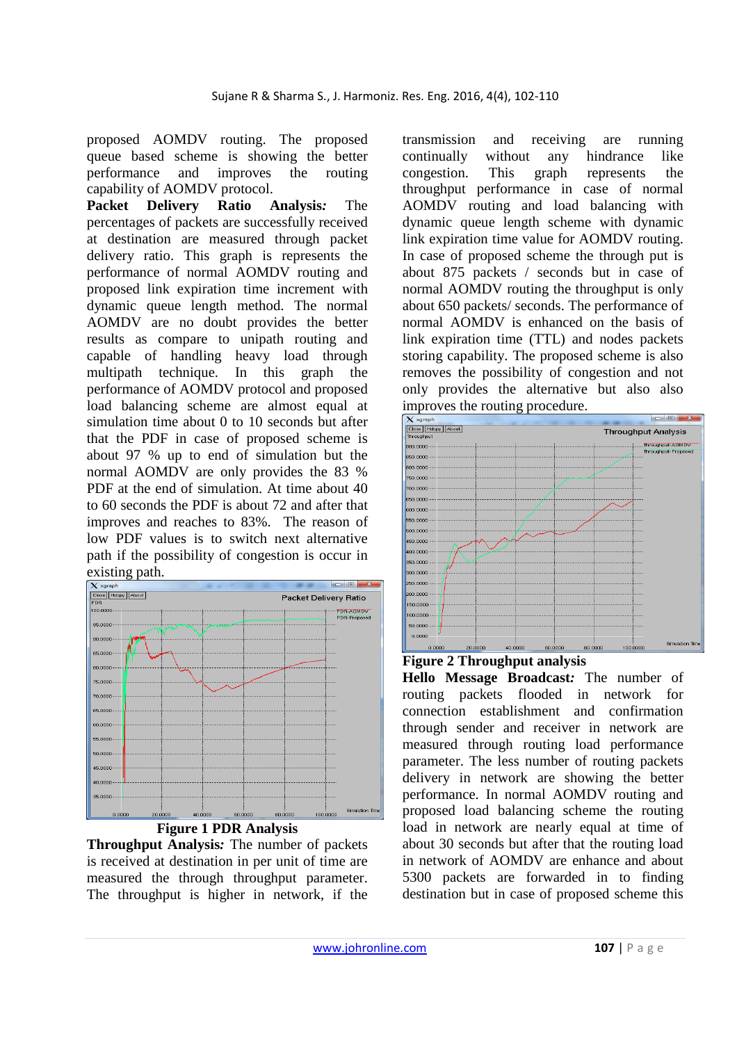proposed AOMDV routing. The proposed queue based scheme is showing the better performance and improves the routing capability of AOMDV protocol.

**Packet Delivery Ratio Analysis*:*** The percentages of packets are successfully received at destination are measured through packet delivery ratio. This graph is represents the performance of normal AOMDV routing and proposed link expiration time increment with dynamic queue length method. The normal AOMDV are no doubt provides the better results as compare to unipath routing and capable of handling heavy load through multipath technique. In this graph the performance of AOMDV protocol and proposed load balancing scheme are almost equal at simulation time about 0 to 10 seconds but after that the PDF in case of proposed scheme is about 97 % up to end of simulation but the normal AOMDV are only provides the 83 % PDF at the end of simulation. At time about 40 to 60 seconds the PDF is about 72 and after that improves and reaches to 83%. The reason of low PDF values is to switch next alternative path if the possibility of congestion is occur in existing path.

**Figure 1 PDR Analysis**

**Throughput Analysis*:*** The number of packets is received at destination in per unit of time are measured the through throughput parameter. The throughput is higher in network, if the transmission and receiving are running continually without any hindrance like congestion. This graph represents the throughput performance in case of normal AOMDV routing and load balancing with dynamic queue length scheme with dynamic link expiration time value for AOMDV routing. In case of proposed scheme the through put is about 875 packets / seconds but in case of normal AOMDV routing the throughput is only about 650 packets/ seconds. The performance of normal AOMDV is enhanced on the basis of link expiration time (TTL) and nodes packets storing capability. The proposed scheme is also removes the possibility of congestion and not only provides the alternative but also also improves the routing procedure.

**Figure 2 Throughput analysis**

**Hello Message Broadcast*:*** The number of routing packets flooded in network for connection establishment and confirmation through sender and receiver in network are measured through routing load performance parameter. The less number of routing packets delivery in network are showing the better performance. In normal AOMDV routing and proposed load balancing scheme the routing load in network are nearly equal at time of about 30 seconds but after that the routing load in network of AOMDV are enhance and about 5300 packets are forwarded in to finding destination but in case of proposed scheme this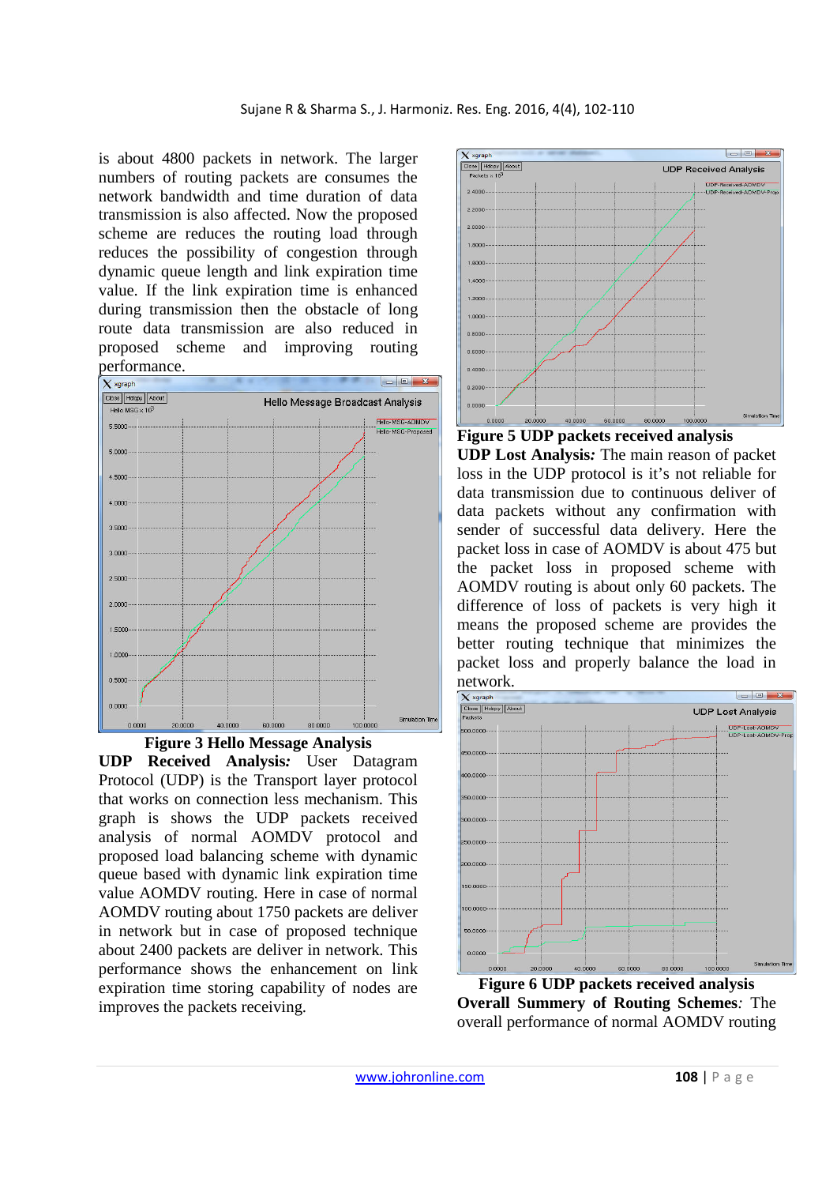is about 4800 packets in network. The larger numbers of routing packets are consumes the network bandwidth and time duration of data transmission is also affected. Now the proposed scheme are reduces the routing load through reduces the possibility of congestion through dynamic queue length and link expiration time value. If the link expiration time is enhanced during transmission then the obstacle of long route data transmission are also reduced in proposed scheme and improving routing performance.

**Figure 3 Hello Message Analysis**

**UDP Received Analysis*:*** User Datagram Protocol (UDP) is the Transport layer protocol that works on connection less mechanism. This graph is shows the UDP packets received analysis of normal AOMDV protocol and proposed load balancing scheme with dynamic queue based with dynamic link expiration time value AOMDV routing. Here in case of normal AOMDV routing about 1750 packets are deliver in network but in case of proposed technique about 2400 packets are deliver in network. This performance shows the enhancement on link expiration time storing capability of nodes are improves the packets receiving.

**Figure 5 UDP packets received analysis**

**UDP Lost Analysis*:*** The main reason of packet loss in the UDP protocol is it's not reliable for data transmission due to continuous deliver of data packets without any confirmation with sender of successful data delivery. Here the packet loss in case of AOMDV is about 475 but the packet loss in proposed scheme with AOMDV routing is about only 60 packets. The difference of loss of packets is very high it means the proposed scheme are provides the better routing technique that minimizes the packet loss and properly balance the load in network.

**Figure 6 UDP packets received analysis**

**Overall Summery of Routing Schemes*:*** The overall performance of normal AOMDV routing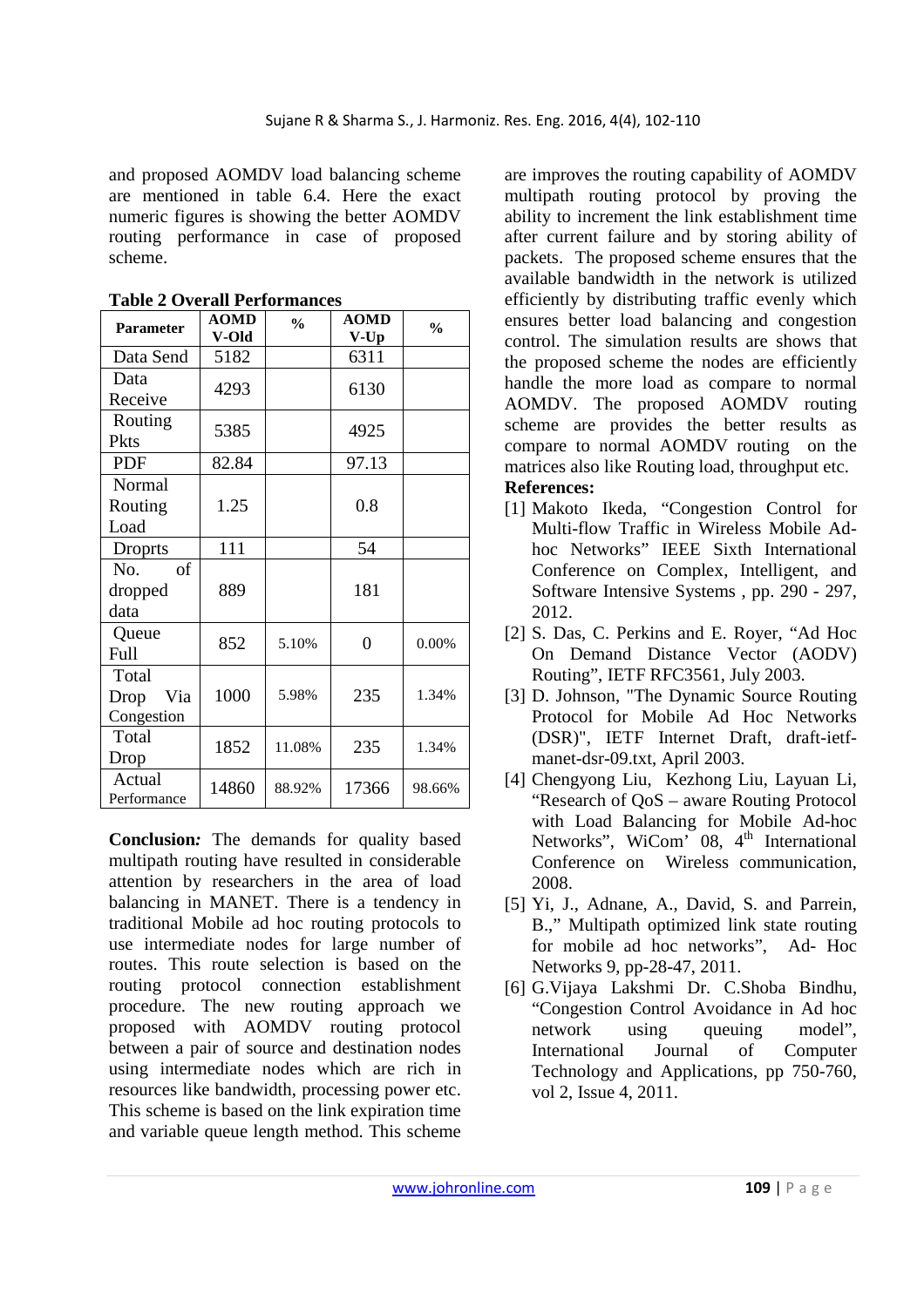and proposed AOMDV load balancing scheme are mentioned in table 6.4. Here the exact numeric figures is showing the better AOMDV routing performance in case of proposed scheme.

**Table 2 Overall Performances**

| Parameter | AOMD V-Old | % | AOMD V-Up | % |
|---|---|---|---|---|
| Data Send | 5182 | | 6311 | |
| Data Receive | 4293 | | 6130 | |
| Routing Pkts | 5385 | | 4925 | |
| PDF | 82.84 | | 97.13 | |
| Normal Routing Load | 1.25 | | 0.8 | |
| Droprts | 111 | | 54 | |
| No. of dropped data | 889 | | 181 | |
| Queue Full | 852 | 5.10% | 0 | 0.00% |
| Total Drop Via Congestion | 1000 | 5.98% | 235 | 1.34% |
| Total Drop | 1852 | 11.08% | 235 | 1.34% |
| Actual Performance | 14860 | 88.92% | 17366 | 98.66% |

**Conclusion:** The demands for quality based multipath routing have resulted in considerable attention by researchers in the area of load balancing in MANET. There is a tendency in traditional Mobile ad hoc routing protocols to use intermediate nodes for large number of routes. This route selection is based on the routing protocol connection establishment procedure. The new routing approach we proposed with AOMDV routing protocol between a pair of source and destination nodes using intermediate nodes which are rich in resources like bandwidth, processing power etc. This scheme is based on the link expiration time and variable queue length method. This scheme are improves the routing capability of AOMDV multipath routing protocol by proving the ability to increment the link establishment time after current failure and by storing ability of packets. The proposed scheme ensures that the available bandwidth in the network is utilized efficiently by distributing traffic evenly which ensures better load balancing and congestion control. The simulation results are shows that the proposed scheme the nodes are efficiently handle the more load as compare to normal AOMDV. The proposed AOMDV routing scheme are provides the better results as compare to normal AOMDV routing on the matrices also like Routing load, throughput etc.

**References:**

[1] Makoto Ikeda, "Congestion Control for Multi-flow Traffic in Wireless Mobile Ad-hoc Networks" IEEE Sixth International Conference on Complex, Intelligent, and Software Intensive Systems , pp. 290 - 297, 2012.

[2] S. Das, C. Perkins and E. Royer, "Ad Hoc On Demand Distance Vector (AODV) Routing", IETF RFC3561, July 2003.

[3] D. Johnson, "The Dynamic Source Routing Protocol for Mobile Ad Hoc Networks (DSR)", IETF Internet Draft, draft-ietf-manet-dsr-09.txt, April 2003.

[4] Chengyong Liu, Kezhong Liu, Layuan Li, "Research of QoS – aware Routing Protocol with Load Balancing for Mobile Ad-hoc Networks", WiCom' 08, 4th International Conference on Wireless communication, 2008.

[5] Yi, J., Adnane, A., David, S. and Parrein, B.," Multipath optimized link state routing for mobile ad hoc networks", Ad- Hoc Networks 9, pp-28-47, 2011.

[6] G.Vijaya Lakshmi Dr. C.Shoba Bindhu, "Congestion Control Avoidance in Ad hoc network using queuing model", International Journal of Computer Technology and Applications, pp 750-760, vol 2, Issue 4, 2011.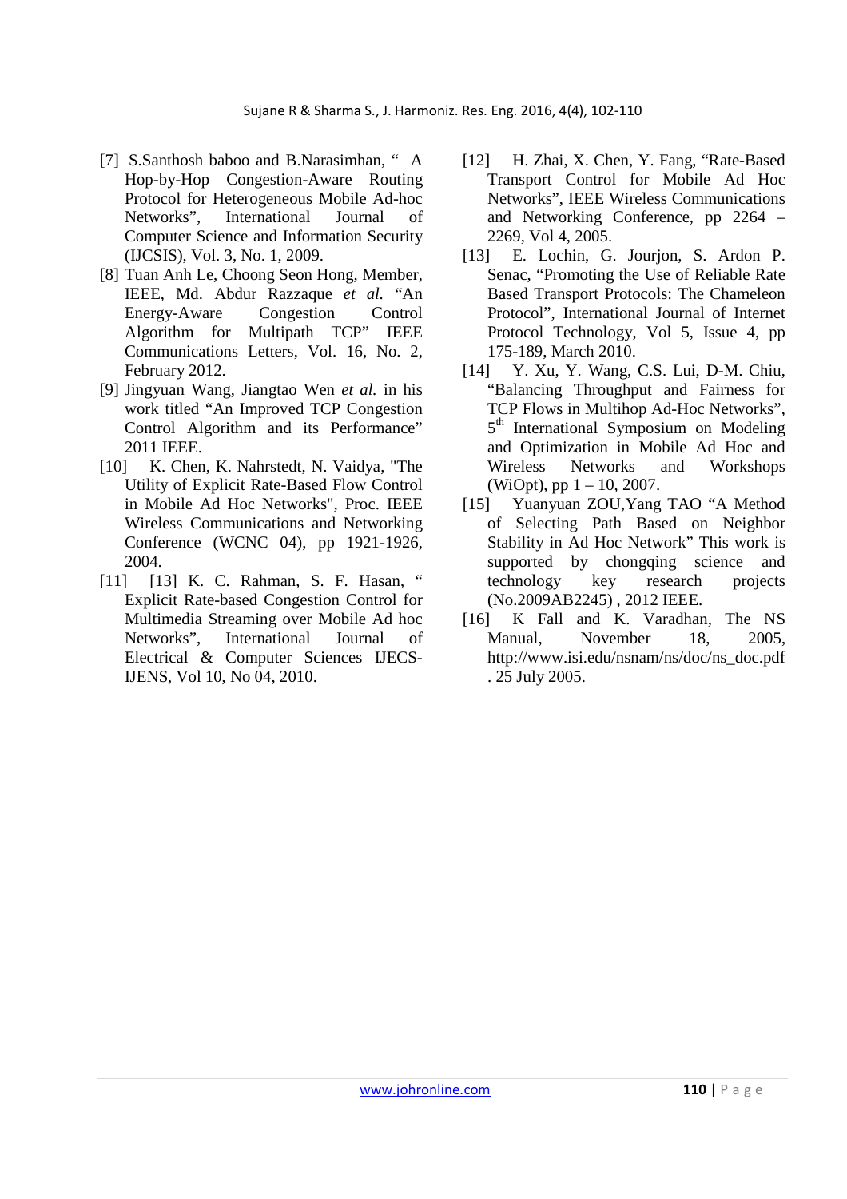[7] S.Santhosh baboo and B.Narasimhan, " A Hop-by-Hop Congestion-Aware Routing Protocol for Heterogeneous Mobile Ad-hoc Networks", International Journal of Computer Science and Information Security (IJCSIS), Vol. 3, No. 1, 2009.

[8] Tuan Anh Le, Choong Seon Hong, Member, IEEE, Md. Abdur Razzaque *et al.* "An Energy-Aware Congestion Control Algorithm for Multipath TCP" IEEE Communications Letters, Vol. 16, No. 2, February 2012.

[9] Jingyuan Wang, Jiangtao Wen *et al.* in his work titled "An Improved TCP Congestion Control Algorithm and its Performance" 2011 IEEE.

[10] K. Chen, K. Nahrstedt, N. Vaidya, "The Utility of Explicit Rate-Based Flow Control in Mobile Ad Hoc Networks", Proc. IEEE Wireless Communications and Networking Conference (WCNC 04), pp 1921-1926, 2004.

[11] [13] K. C. Rahman, S. F. Hasan, " Explicit Rate-based Congestion Control for Multimedia Streaming over Mobile Ad hoc Networks", International Journal of Electrical & Computer Sciences IJECS-IJENS, Vol 10, No 04, 2010.

[12] H. Zhai, X. Chen, Y. Fang, "Rate-Based Transport Control for Mobile Ad Hoc Networks", IEEE Wireless Communications and Networking Conference, pp 2264 – 2269, Vol 4, 2005.

[13] E. Lochin, G. Jourjon, S. Ardon P. Senac, "Promoting the Use of Reliable Rate Based Transport Protocols: The Chameleon Protocol", International Journal of Internet Protocol Technology, Vol 5, Issue 4, pp 175-189, March 2010.

[14] Y. Xu, Y. Wang, C.S. Lui, D-M. Chiu, "Balancing Throughput and Fairness for TCP Flows in Multihop Ad-Hoc Networks", 5th International Symposium on Modeling and Optimization in Mobile Ad Hoc and Wireless Networks and Workshops (WiOpt), pp 1 – 10, 2007.

[15] Yuanyuan ZOU,Yang TAO "A Method of Selecting Path Based on Neighbor Stability in Ad Hoc Network" This work is supported by chongqing science and technology key research projects (No.2009AB2245) , 2012 IEEE.

[16] K Fall and K. Varadhan, The NS Manual, November 18, 2005, http://www.isi.edu/nsnam/ns/doc/ns_doc.pdf . 25 July 2005.